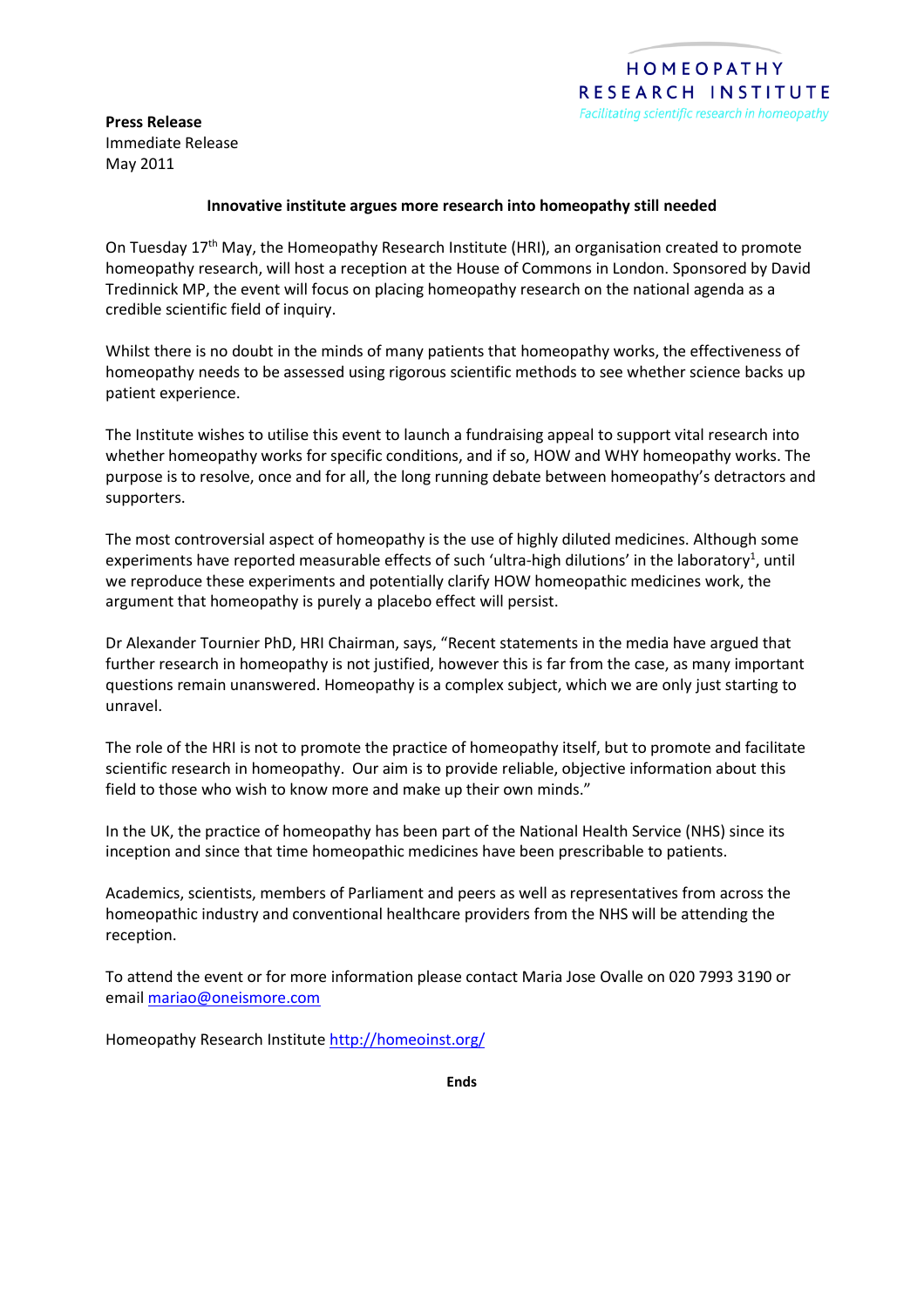HOMEOPATHY RESEARCH INSTITUTE

*Facilitating scientific research in homeopathy*

**Press Release**
Immediate Release
May 2011

**Innovative institute argues more research into homeopathy still needed**

On Tuesday 17th May, the Homeopathy Research Institute (HRI), an organisation created to promote homeopathy research, will host a reception at the House of Commons in London. Sponsored by David Tredinnick MP, the event will focus on placing homeopathy research on the national agenda as a credible scientific field of inquiry.

Whilst there is no doubt in the minds of many patients that homeopathy works, the effectiveness of homeopathy needs to be assessed using rigorous scientific methods to see whether science backs up patient experience.

The Institute wishes to utilise this event to launch a fundraising appeal to support vital research into whether homeopathy works for specific conditions, and if so, HOW and WHY homeopathy works. The purpose is to resolve, once and for all, the long running debate between homeopathy's detractors and supporters.

The most controversial aspect of homeopathy is the use of highly diluted medicines. Although some experiments have reported measurable effects of such 'ultra-high dilutions' in the laboratory[1], until we reproduce these experiments and potentially clarify HOW homeopathic medicines work, the argument that homeopathy is purely a placebo effect will persist.

Dr Alexander Tournier PhD, HRI Chairman, says, "Recent statements in the media have argued that further research in homeopathy is not justified, however this is far from the case, as many important questions remain unanswered. Homeopathy is a complex subject, which we are only just starting to unravel.

The role of the HRI is not to promote the practice of homeopathy itself, but to promote and facilitate scientific research in homeopathy. Our aim is to provide reliable, objective information about this field to those who wish to know more and make up their own minds."

In the UK, the practice of homeopathy has been part of the National Health Service (NHS) since its inception and since that time homeopathic medicines have been prescribable to patients.

Academics, scientists, members of Parliament and peers as well as representatives from across the homeopathic industry and conventional healthcare providers from the NHS will be attending the reception.

To attend the event or for more information please contact Maria Jose Ovalle on 020 7993 3190 or email mariao@oneismore.com

Homeopathy Research Institute http://homeoinst.org/

**Ends**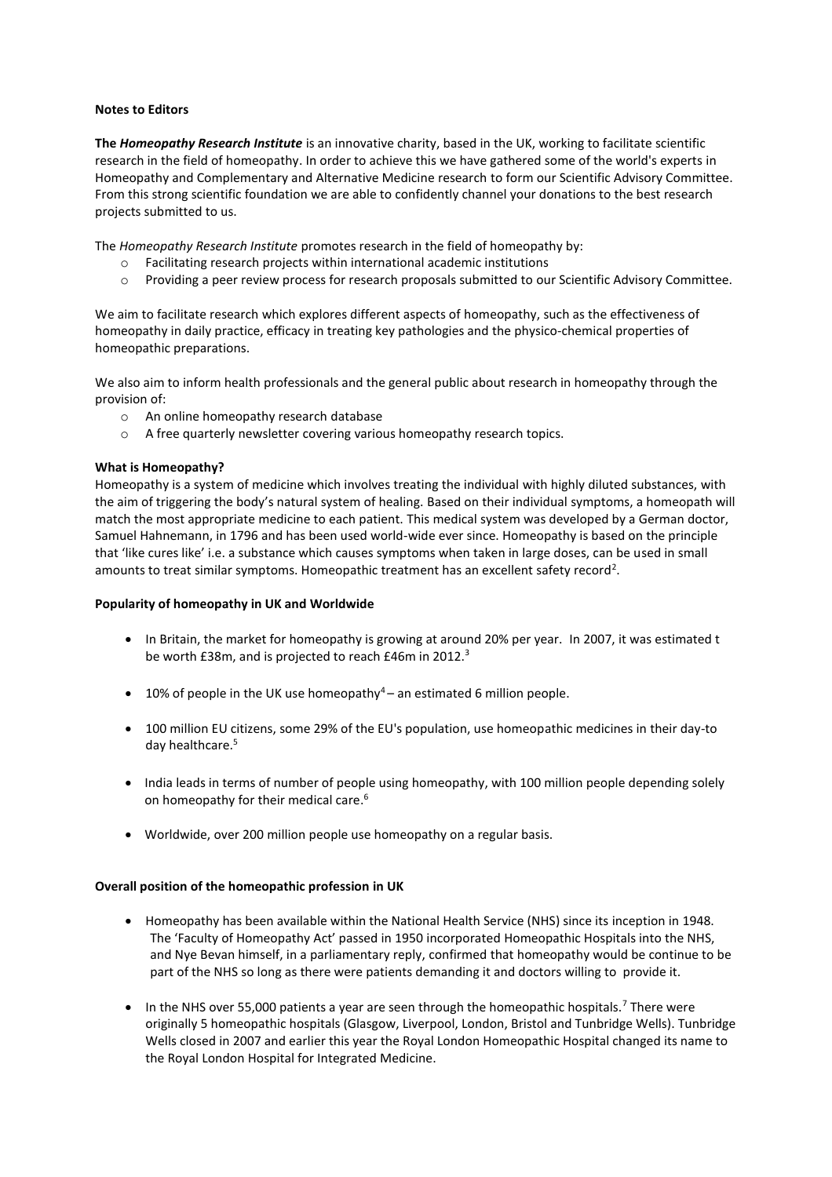**Notes to Editors**

**The *Homeopathy Research Institute*** is an innovative charity, based in the UK, working to facilitate scientific research in the field of homeopathy. In order to achieve this we have gathered some of the world's experts in Homeopathy and Complementary and Alternative Medicine research to form our Scientific Advisory Committee. From this strong scientific foundation we are able to confidently channel your donations to the best research projects submitted to us.

The *Homeopathy Research Institute* promotes research in the field of homeopathy by:

- Facilitating research projects within international academic institutions
- Providing a peer review process for research proposals submitted to our Scientific Advisory Committee.

We aim to facilitate research which explores different aspects of homeopathy, such as the effectiveness of homeopathy in daily practice, efficacy in treating key pathologies and the physico-chemical properties of homeopathic preparations.

We also aim to inform health professionals and the general public about research in homeopathy through the provision of:

- An online homeopathy research database
- A free quarterly newsletter covering various homeopathy research topics.

**What is Homeopathy?**

Homeopathy is a system of medicine which involves treating the individual with highly diluted substances, with the aim of triggering the body's natural system of healing. Based on their individual symptoms, a homeopath will match the most appropriate medicine to each patient. This medical system was developed by a German doctor, Samuel Hahnemann, in 1796 and has been used world-wide ever since. Homeopathy is based on the principle that 'like cures like' i.e. a substance which causes symptoms when taken in large doses, can be used in small amounts to treat similar symptoms. Homeopathic treatment has an excellent safety record[2].

**Popularity of homeopathy in UK and Worldwide**

- In Britain, the market for homeopathy is growing at around 20% per year. In 2007, it was estimated t be worth £38m, and is projected to reach £46m in 2012.[3]
- 10% of people in the UK use homeopathy[4] – an estimated 6 million people.
- 100 million EU citizens, some 29% of the EU's population, use homeopathic medicines in their day-to day healthcare.[5]
- India leads in terms of number of people using homeopathy, with 100 million people depending solely on homeopathy for their medical care.[6]
- Worldwide, over 200 million people use homeopathy on a regular basis.

**Overall position of the homeopathic profession in UK**

- Homeopathy has been available within the National Health Service (NHS) since its inception in 1948. The 'Faculty of Homeopathy Act' passed in 1950 incorporated Homeopathic Hospitals into the NHS, and Nye Bevan himself, in a parliamentary reply, confirmed that homeopathy would be continue to be part of the NHS so long as there were patients demanding it and doctors willing to provide it.
- In the NHS over 55,000 patients a year are seen through the homeopathic hospitals.[7] There were originally 5 homeopathic hospitals (Glasgow, Liverpool, London, Bristol and Tunbridge Wells). Tunbridge Wells closed in 2007 and earlier this year the Royal London Homeopathic Hospital changed its name to the Royal London Hospital for Integrated Medicine.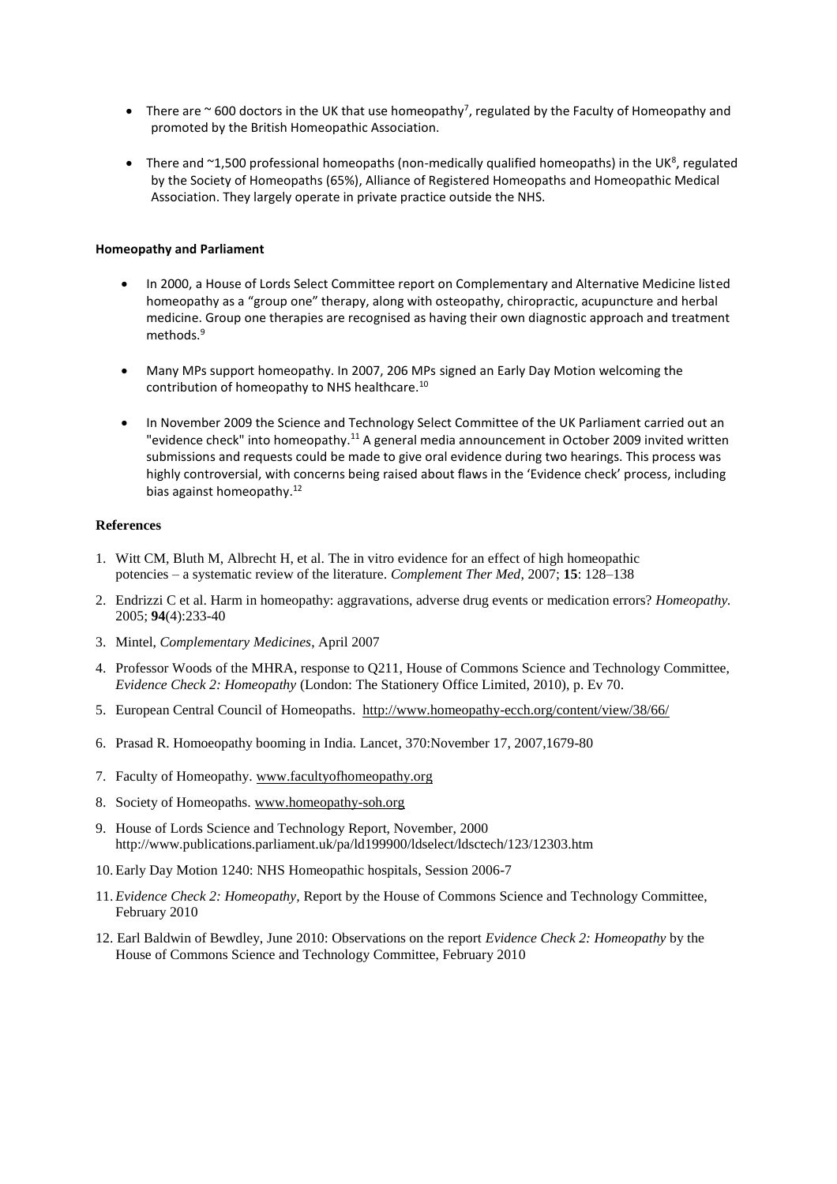- There are ~ 600 doctors in the UK that use homeopathy[7], regulated by the Faculty of Homeopathy and promoted by the British Homeopathic Association.

- There and ~1,500 professional homeopaths (non-medically qualified homeopaths) in the UK[8], regulated by the Society of Homeopaths (65%), Alliance of Registered Homeopaths and Homeopathic Medical Association. They largely operate in private practice outside the NHS.

**Homeopathy and Parliament**

- In 2000, a House of Lords Select Committee report on Complementary and Alternative Medicine listed homeopathy as a "group one" therapy, along with osteopathy, chiropractic, acupuncture and herbal medicine. Group one therapies are recognised as having their own diagnostic approach and treatment methods.[9]

- Many MPs support homeopathy. In 2007, 206 MPs signed an Early Day Motion welcoming the contribution of homeopathy to NHS healthcare.[10]

- In November 2009 the Science and Technology Select Committee of the UK Parliament carried out an "evidence check" into homeopathy.[11] A general media announcement in October 2009 invited written submissions and requests could be made to give oral evidence during two hearings. This process was highly controversial, with concerns being raised about flaws in the 'Evidence check' process, including bias against homeopathy.[12]

**References**

1. Witt CM, Bluth M, Albrecht H, et al. The in vitro evidence for an effect of high homeopathic potencies – a systematic review of the literature. *Complement Ther Med*, 2007; **15**: 128–138
2. Endrizzi C et al. Harm in homeopathy: aggravations, adverse drug events or medication errors? *Homeopathy.* 2005; **94**(4):233-40
3. Mintel, *Complementary Medicines*, April 2007
4. Professor Woods of the MHRA, response to Q211, House of Commons Science and Technology Committee, *Evidence Check 2: Homeopathy* (London: The Stationery Office Limited, 2010), p. Ev 70.
5. European Central Council of Homeopaths. http://www.homeopathy-ecch.org/content/view/38/66/
6. Prasad R. Homoeopathy booming in India. Lancet, 370:November 17, 2007,1679-80
7. Faculty of Homeopathy. www.facultyofhomeopathy.org
8. Society of Homeopaths. www.homeopathy-soh.org
9. House of Lords Science and Technology Report, November, 2000 http://www.publications.parliament.uk/pa/ld199900/ldselect/ldsctech/123/12303.htm
10. Early Day Motion 1240: NHS Homeopathic hospitals, Session 2006-7
11. *Evidence Check 2: Homeopathy*, Report by the House of Commons Science and Technology Committee, February 2010
12. Earl Baldwin of Bewdley, June 2010: Observations on the report *Evidence Check 2: Homeopathy* by the House of Commons Science and Technology Committee, February 2010